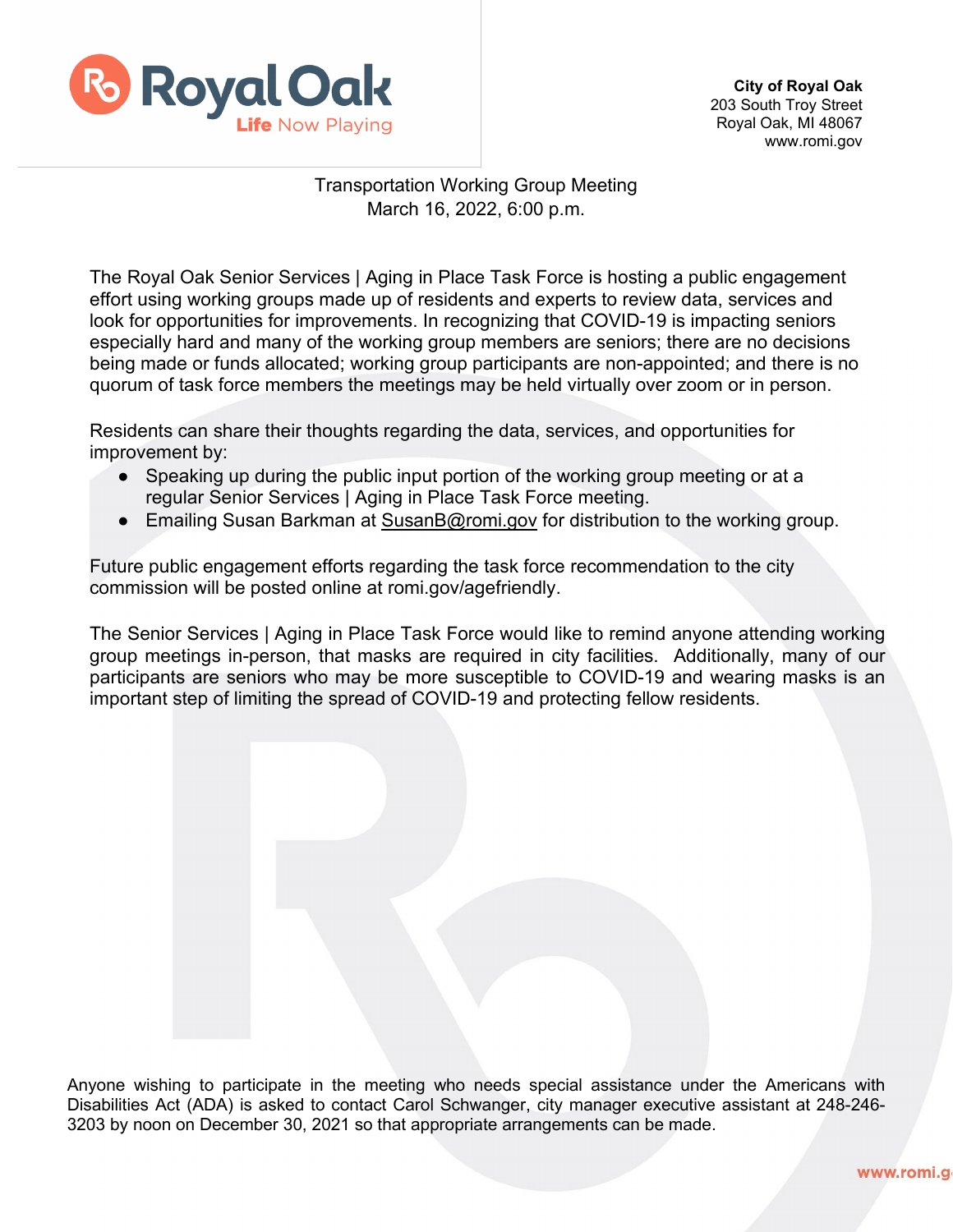**City of Royal Oak**
203 South Troy Street
Royal Oak, MI 48067
www.romi.gov

Transportation Working Group Meeting
March 16, 2022, 6:00 p.m.

The Royal Oak Senior Services | Aging in Place Task Force is hosting a public engagement effort using working groups made up of residents and experts to review data, services and look for opportunities for improvements. In recognizing that COVID-19 is impacting seniors especially hard and many of the working group members are seniors; there are no decisions being made or funds allocated; working group participants are non-appointed; and there is no quorum of task force members the meetings may be held virtually over zoom or in person.

Residents can share their thoughts regarding the data, services, and opportunities for improvement by:

- Speaking up during the public input portion of the working group meeting or at a regular Senior Services | Aging in Place Task Force meeting.
- Emailing Susan Barkman at SusanB@romi.gov for distribution to the working group.

Future public engagement efforts regarding the task force recommendation to the city commission will be posted online at romi.gov/agefriendly.

The Senior Services | Aging in Place Task Force would like to remind anyone attending working group meetings in-person, that masks are required in city facilities. Additionally, many of our participants are seniors who may be more susceptible to COVID-19 and wearing masks is an important step of limiting the spread of COVID-19 and protecting fellow residents.

Anyone wishing to participate in the meeting who needs special assistance under the Americans with Disabilities Act (ADA) is asked to contact Carol Schwanger, city manager executive assistant at 248-246-3203 by noon on December 30, 2021 so that appropriate arrangements can be made.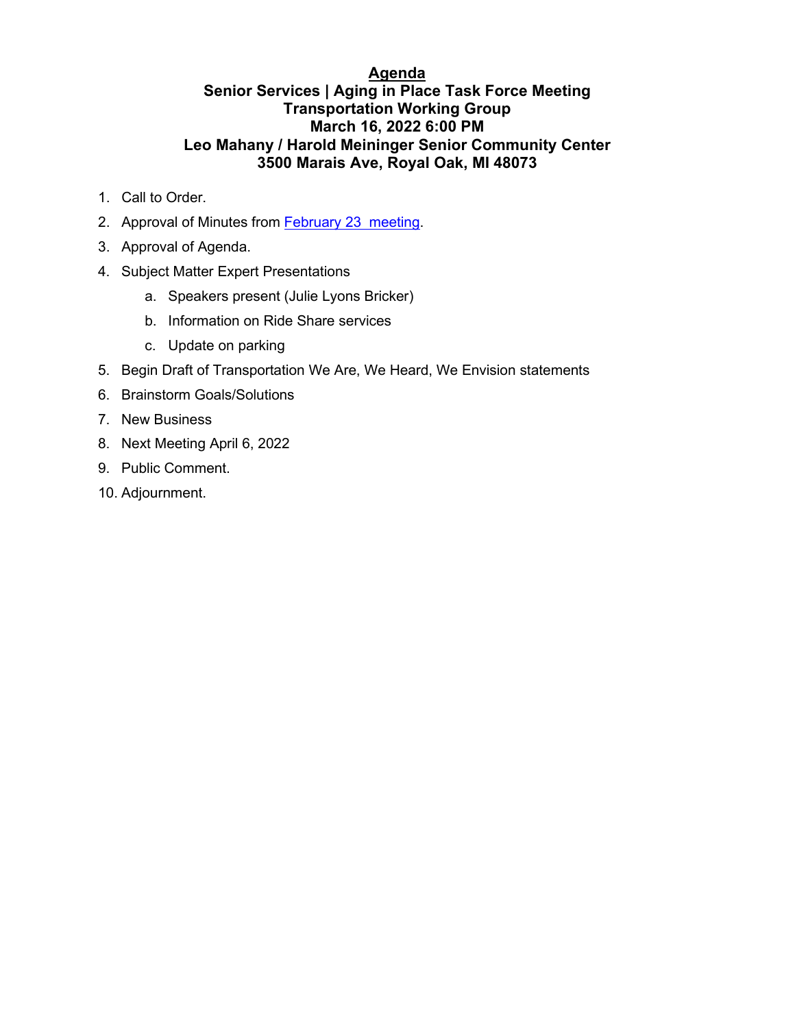# Agenda

**Senior Services | Aging in Place Task Force Meeting**
**Transportation Working Group**
**March 16, 2022 6:00 PM**
**Leo Mahany / Harold Meininger Senior Community Center**
**3500 Marais Ave, Royal Oak, MI 48073**

1. Call to Order.
2. Approval of Minutes from February 23 meeting.
3. Approval of Agenda.
4. Subject Matter Expert Presentations
   a. Speakers present (Julie Lyons Bricker)
   b. Information on Ride Share services
   c. Update on parking
5. Begin Draft of Transportation We Are, We Heard, We Envision statements
6. Brainstorm Goals/Solutions
7. New Business
8. Next Meeting April 6, 2022
9. Public Comment.
10. Adjournment.